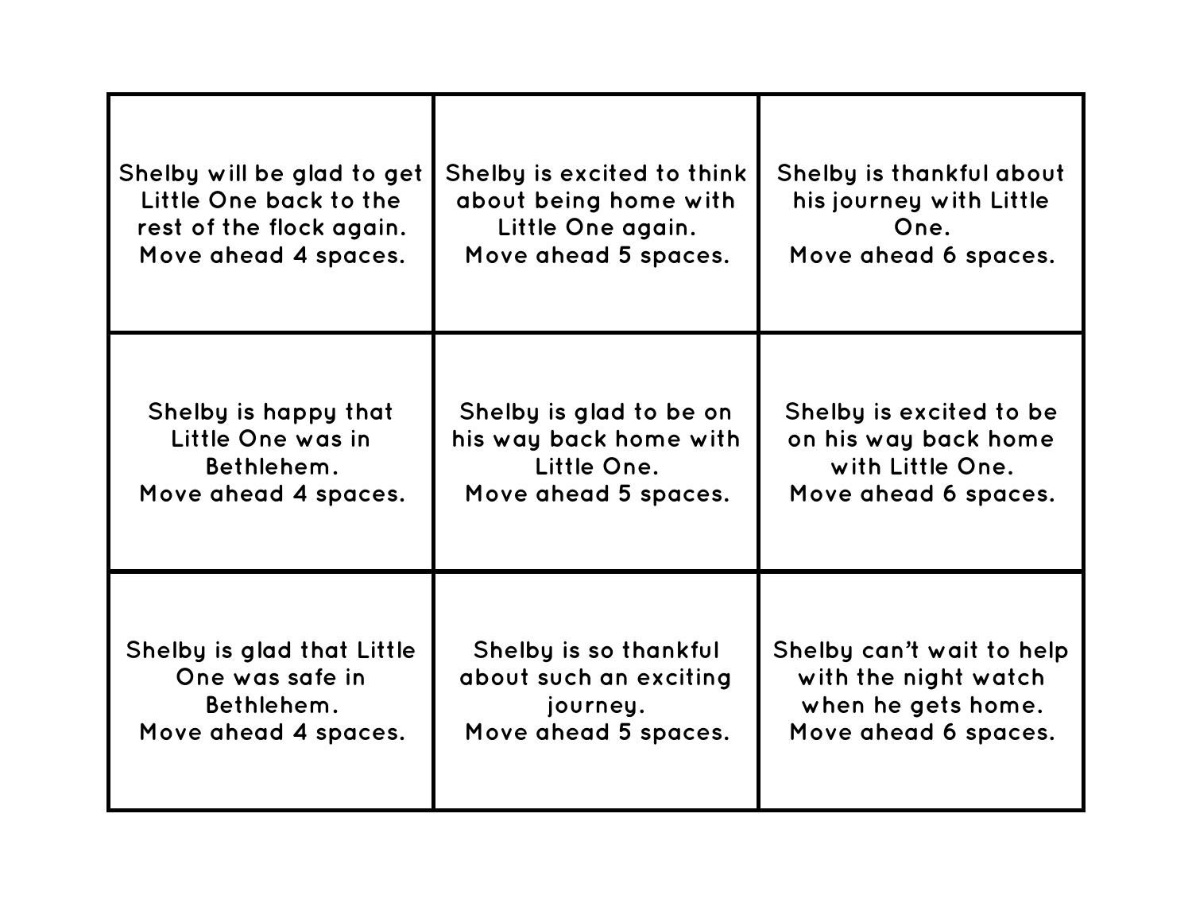| | | |
|---|---|---|
| Shelby will be glad to get Little One back to the rest of the flock again. Move ahead 4 spaces. | Shelby is excited to think about being home with Little One again. Move ahead 5 spaces. | Shelby is thankful about his journey with Little One. Move ahead 6 spaces. |
| Shelby is happy that Little One was in Bethlehem. Move ahead 4 spaces. | Shelby is glad to be on his way back home with Little One. Move ahead 5 spaces. | Shelby is excited to be on his way back home with Little One. Move ahead 6 spaces. |
| Shelby is glad that Little One was safe in Bethlehem. Move ahead 4 spaces. | Shelby is so thankful about such an exciting journey. Move ahead 5 spaces. | Shelby can't wait to help with the night watch when he gets home. Move ahead 6 spaces. |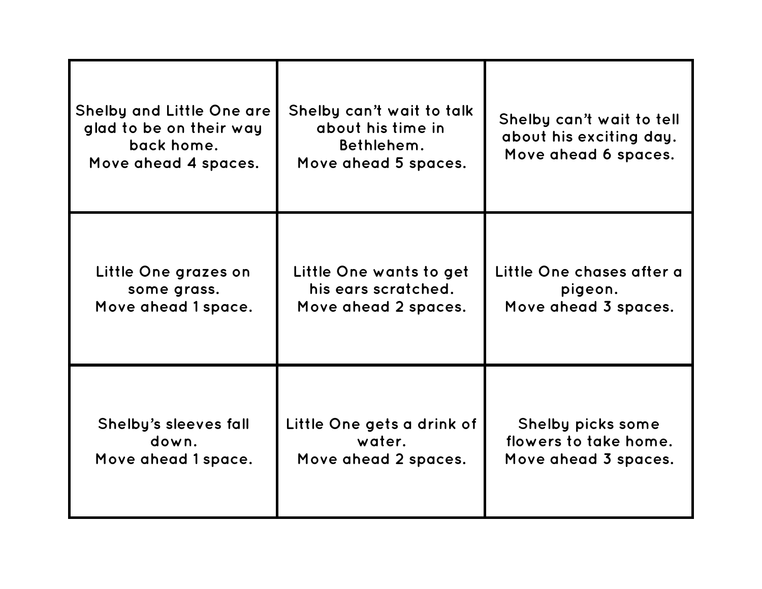| | | |
|---|---|---|
| Shelby and Little One are glad to be on their way back home. Move ahead 4 spaces. | Shelby can't wait to talk about his time in Bethlehem. Move ahead 5 spaces. | Shelby can't wait to tell about his exciting day. Move ahead 6 spaces. |
| Little One grazes on some grass. Move ahead 1 space. | Little One wants to get his ears scratched. Move ahead 2 spaces. | Little One chases after a pigeon. Move ahead 3 spaces. |
| Shelby's sleeves fall down. Move ahead 1 space. | Little One gets a drink of water. Move ahead 2 spaces. | Shelby picks some flowers to take home. Move ahead 3 spaces. |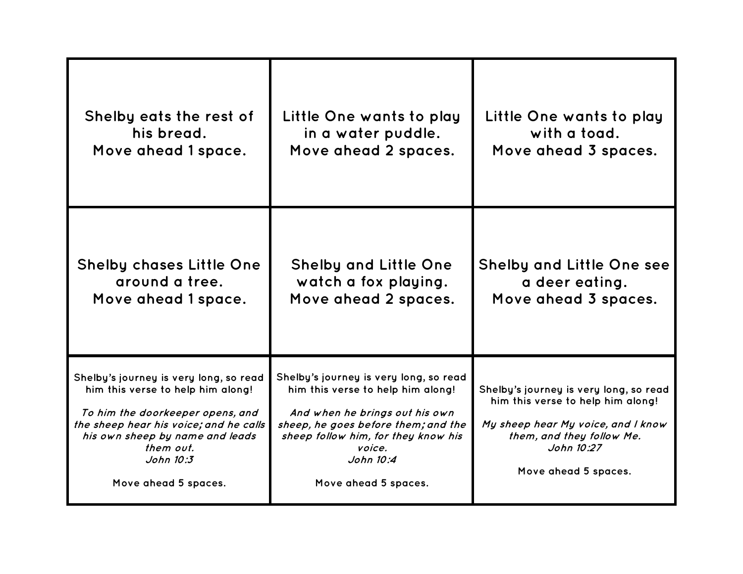| | | |
|---|---|---|
| **Shelby eats the rest of his bread.**<br>**Move ahead 1 space.** | **Little One wants to play in a water puddle.**<br>**Move ahead 2 spaces.** | **Little One wants to play with a toad.**<br>**Move ahead 3 spaces.** |
| **Shelby chases Little One around a tree.**<br>**Move ahead 1 space.** | **Shelby and Little One watch a fox playing.**<br>**Move ahead 2 spaces.** | **Shelby and Little One see a deer eating.**<br>**Move ahead 3 spaces.** |
| **Shelby's journey is very long, so read him this verse to help him along!**<br><br>***To him the doorkeeper opens, and the sheep hear his voice; and he calls his own sheep by name and leads them out.***<br>***John 10:3***<br><br>**Move ahead 5 spaces.** | **Shelby's journey is very long, so read him this verse to help him along!**<br><br>***And when he brings out his own sheep, he goes before them; and the sheep follow him, for they know his voice.***<br>***John 10:4***<br><br>**Move ahead 5 spaces.** | **Shelby's journey is very long, so read him this verse to help him along!**<br><br>***My sheep hear My voice, and I know them, and they follow Me.***<br>***John 10:27***<br><br>**Move ahead 5 spaces.** |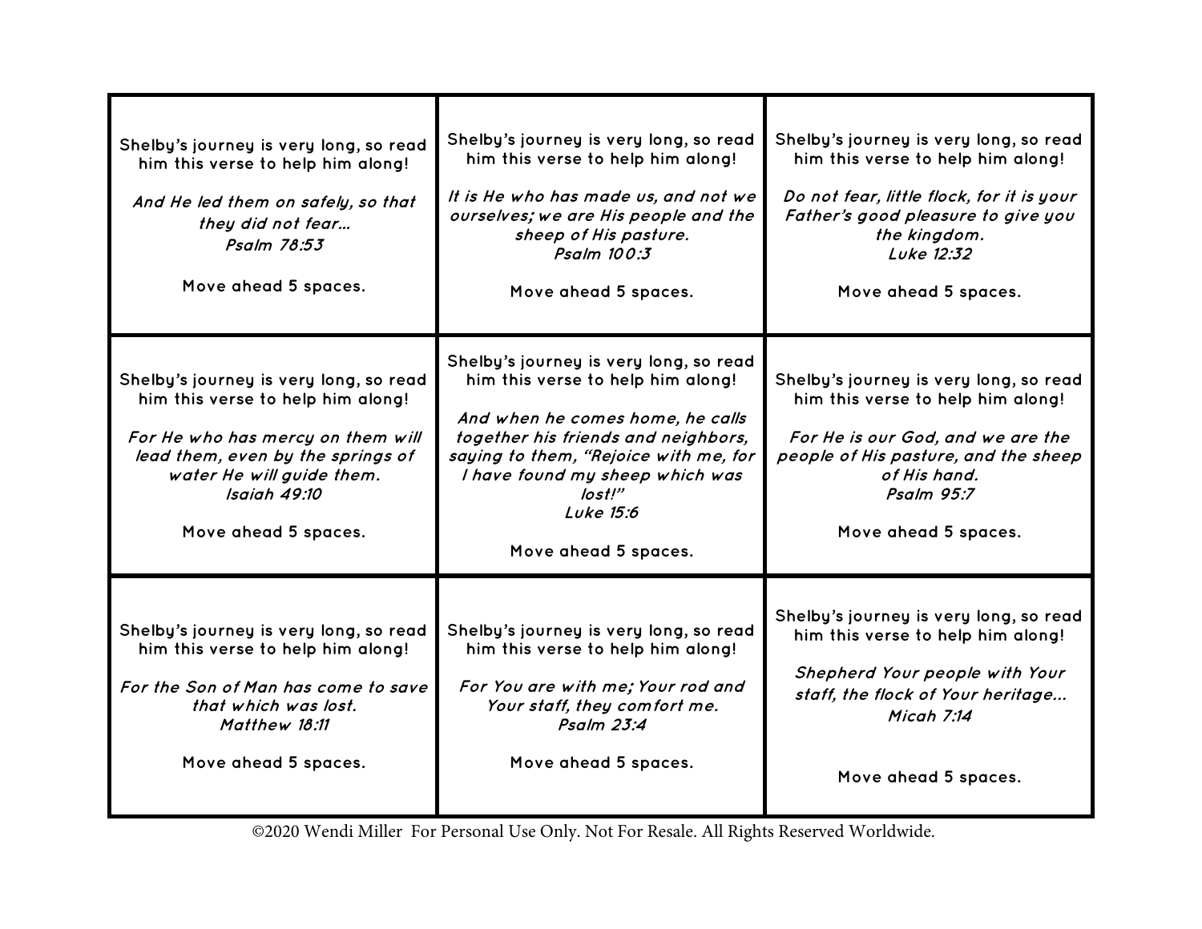Shelby's journey is very long, so read him this verse to help him along!

*And He led them on safely, so that they did not fear...*
*Psalm 78:53*

Move ahead 5 spaces.

---

Shelby's journey is very long, so read him this verse to help him along!

*It is He who has made us, and not we ourselves; we are His people and the sheep of His pasture.*
*Psalm 100:3*

Move ahead 5 spaces.

---

Shelby's journey is very long, so read him this verse to help him along!

*Do not fear, little flock, for it is your Father's good pleasure to give you the kingdom.*
*Luke 12:32*

Move ahead 5 spaces.

---

Shelby's journey is very long, so read him this verse to help him along!

*For He who has mercy on them will lead them, even by the springs of water He will guide them.*
*Isaiah 49:10*

Move ahead 5 spaces.

---

Shelby's journey is very long, so read him this verse to help him along!

*And when he comes home, he calls together his friends and neighbors, saying to them, "Rejoice with me, for I have found my sheep which was lost!"*
*Luke 15:6*

Move ahead 5 spaces.

---

Shelby's journey is very long, so read him this verse to help him along!

*For He is our God, and we are the people of His pasture, and the sheep of His hand.*
*Psalm 95:7*

Move ahead 5 spaces.

---

Shelby's journey is very long, so read him this verse to help him along!

*For the Son of Man has come to save that which was lost.*
*Matthew 18:11*

Move ahead 5 spaces.

---

Shelby's journey is very long, so read him this verse to help him along!

*For You are with me; Your rod and Your staff, they comfort me.*
*Psalm 23:4*

Move ahead 5 spaces.

---

Shelby's journey is very long, so read him this verse to help him along!

*Shepherd Your people with Your staff, the flock of Your heritage...*
*Micah 7:14*

Move ahead 5 spaces.